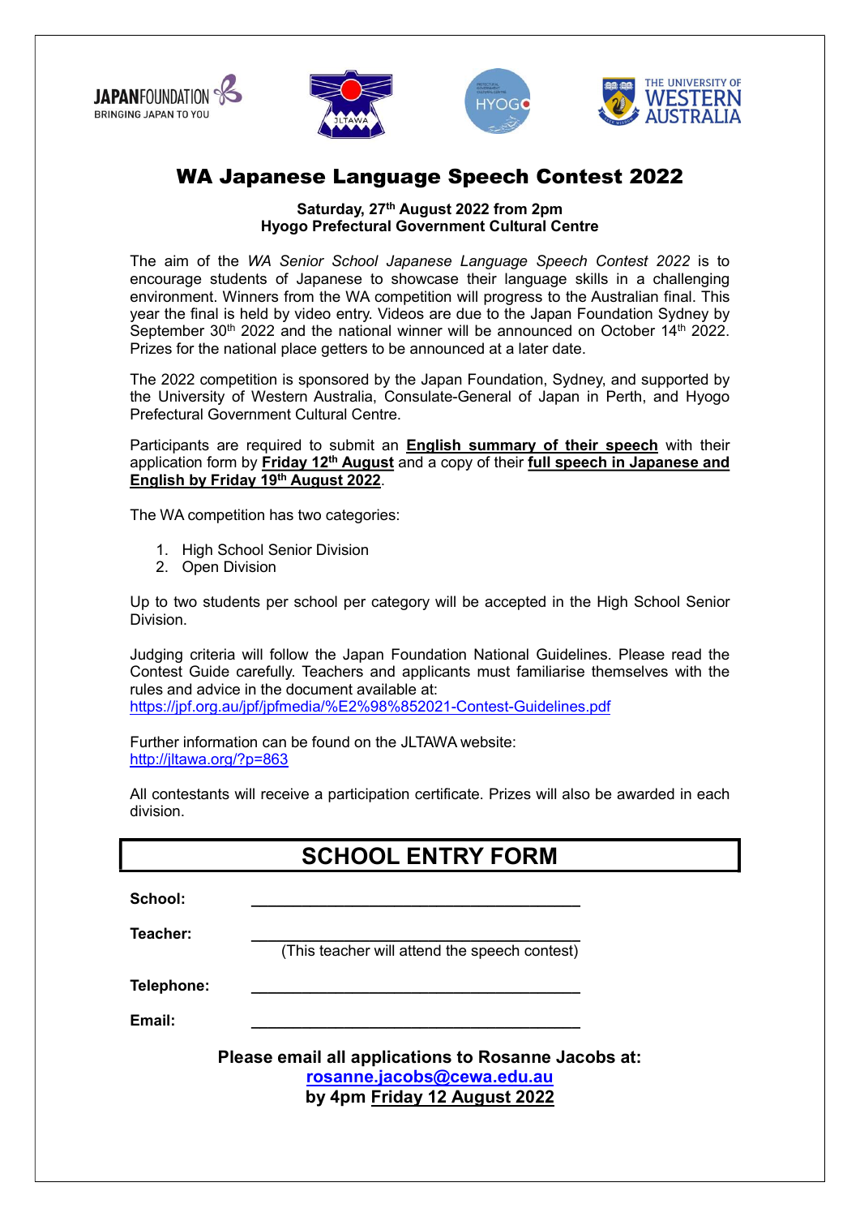# WA Japanese Language Speech Contest 2022

**Saturday, 27th August 2022 from 2pm**
**Hyogo Prefectural Government Cultural Centre**

The aim of the *WA Senior School Japanese Language Speech Contest 2022* is to encourage students of Japanese to showcase their language skills in a challenging environment. Winners from the WA competition will progress to the Australian final. This year the final is held by video entry. Videos are due to the Japan Foundation Sydney by September 30th 2022 and the national winner will be announced on October 14th 2022. Prizes for the national place getters to be announced at a later date.

The 2022 competition is sponsored by the Japan Foundation, Sydney, and supported by the University of Western Australia, Consulate-General of Japan in Perth, and Hyogo Prefectural Government Cultural Centre.

Participants are required to submit an **English summary of their speech** with their application form by **Friday 12th August** and a copy of their **full speech in Japanese and English by Friday 19th August 2022**.

The WA competition has two categories:

1. High School Senior Division
2. Open Division

Up to two students per school per category will be accepted in the High School Senior Division.

Judging criteria will follow the Japan Foundation National Guidelines. Please read the Contest Guide carefully. Teachers and applicants must familiarise themselves with the rules and advice in the document available at:
https://jpf.org.au/jpf/jpfmedia/%E2%98%852021-Contest-Guidelines.pdf

Further information can be found on the JLTAWA website:
http://jltawa.org/?p=863

All contestants will receive a participation certificate. Prizes will also be awarded in each division.

## SCHOOL ENTRY FORM

**School:** ______________________________

**Teacher:** ______________________________
(This teacher will attend the speech contest)

**Telephone:** ______________________________

**Email:** ______________________________

**Please email all applications to Rosanne Jacobs at:**
**rosanne.jacobs@cewa.edu.au**
**by 4pm Friday 12 August 2022**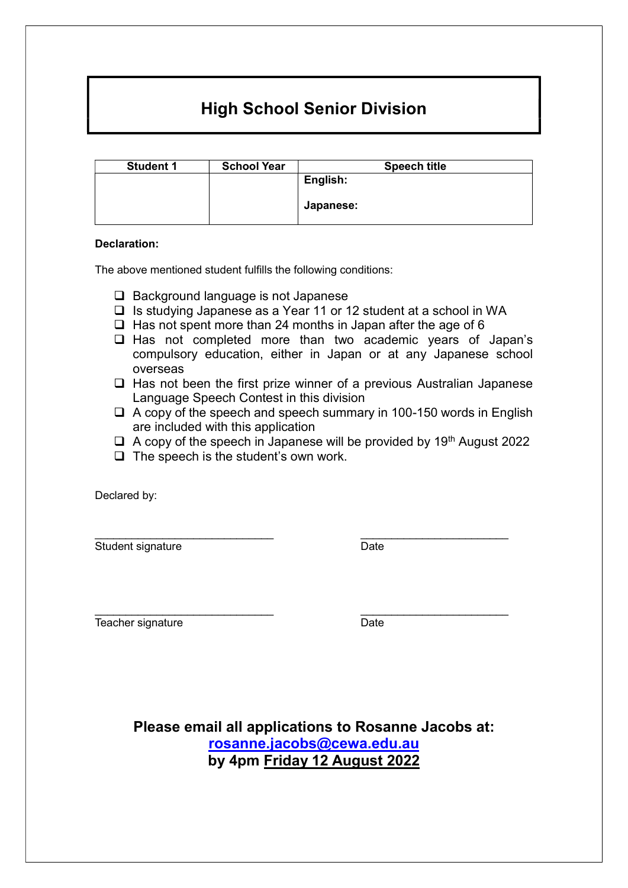# High School Senior Division

| Student 1 | School Year | Speech title |
|---|---|---|
| | | **English:**<br><br>**Japanese:** |

**Declaration:**

The above mentioned student fulfills the following conditions:

- ❑ Background language is not Japanese
- ❑ Is studying Japanese as a Year 11 or 12 student at a school in WA
- ❑ Has not spent more than 24 months in Japan after the age of 6
- ❑ Has not completed more than two academic years of Japan's compulsory education, either in Japan or at any Japanese school overseas
- ❑ Has not been the first prize winner of a previous Australian Japanese Language Speech Contest in this division
- ❑ A copy of the speech and speech summary in 100-150 words in English are included with this application
- ❑ A copy of the speech in Japanese will be provided by 19th August 2022
- ❑ The speech is the student's own work.

Declared by:

_____________________________ _______________________

Student signature Date

_____________________________ _______________________

Teacher signature Date

**Please email all applications to Rosanne Jacobs at:**
**rosanne.jacobs@cewa.edu.au**
**by 4pm Friday 12 August 2022**